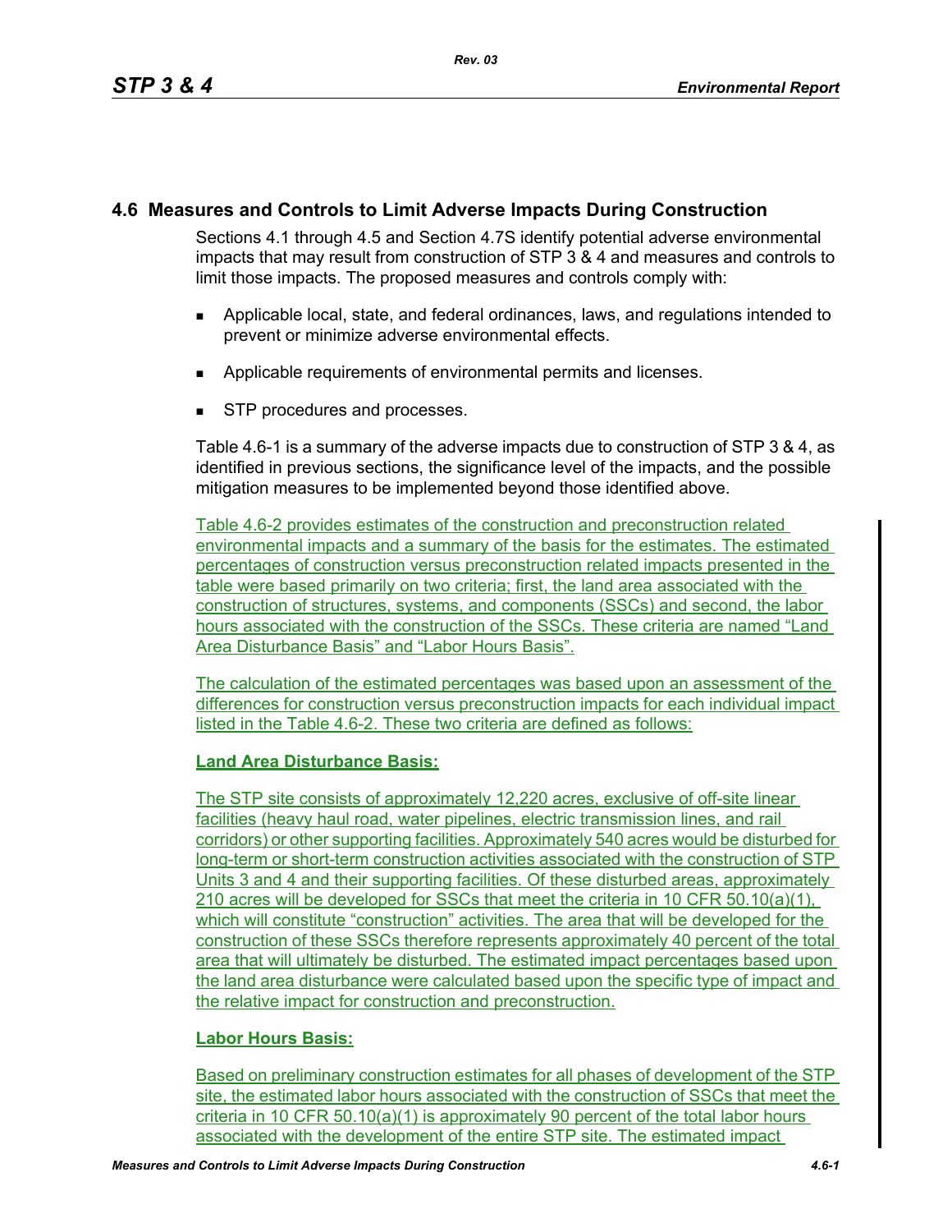## 4.6 Measures and Controls to Limit Adverse Impacts During Construction

Sections 4.1 through 4.5 and Section 4.7S identify potential adverse environmental impacts that may result from construction of STP 3 & 4 and measures and controls to limit those impacts. The proposed measures and controls comply with:

- Applicable local, state, and federal ordinances, laws, and regulations intended to prevent or minimize adverse environmental effects.
- Applicable requirements of environmental permits and licenses.
- STP procedures and processes.

Table 4.6-1 is a summary of the adverse impacts due to construction of STP 3 & 4, as identified in previous sections, the significance level of the impacts, and the possible mitigation measures to be implemented beyond those identified above.

Table 4.6-2 provides estimates of the construction and preconstruction related environmental impacts and a summary of the basis for the estimates. The estimated percentages of construction versus preconstruction related impacts presented in the table were based primarily on two criteria; first, the land area associated with the construction of structures, systems, and components (SSCs) and second, the labor hours associated with the construction of the SSCs. These criteria are named "Land Area Disturbance Basis" and "Labor Hours Basis".

The calculation of the estimated percentages was based upon an assessment of the differences for construction versus preconstruction impacts for each individual impact listed in the Table 4.6-2. These two criteria are defined as follows:

**Land Area Disturbance Basis:**

The STP site consists of approximately 12,220 acres, exclusive of off-site linear facilities (heavy haul road, water pipelines, electric transmission lines, and rail corridors) or other supporting facilities. Approximately 540 acres would be disturbed for long-term or short-term construction activities associated with the construction of STP Units 3 and 4 and their supporting facilities. Of these disturbed areas, approximately 210 acres will be developed for SSCs that meet the criteria in 10 CFR 50.10(a)(1), which will constitute "construction" activities. The area that will be developed for the construction of these SSCs therefore represents approximately 40 percent of the total area that will ultimately be disturbed. The estimated impact percentages based upon the land area disturbance were calculated based upon the specific type of impact and the relative impact for construction and preconstruction.

**Labor Hours Basis:**

Based on preliminary construction estimates for all phases of development of the STP site, the estimated labor hours associated with the construction of SSCs that meet the criteria in 10 CFR 50.10(a)(1) is approximately 90 percent of the total labor hours associated with the development of the entire STP site. The estimated impact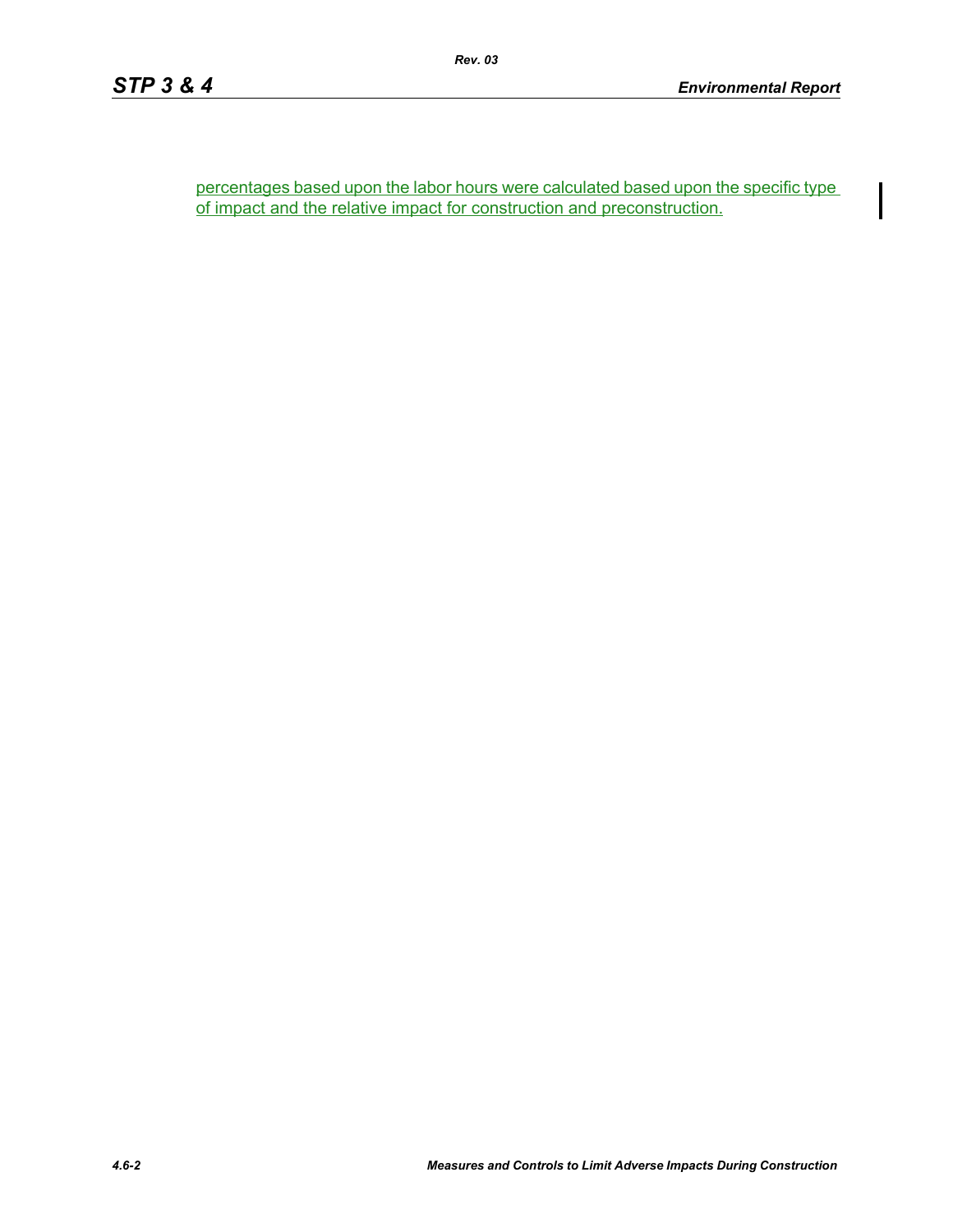percentages based upon the labor hours were calculated based upon the specific type of impact and the relative impact for construction and preconstruction.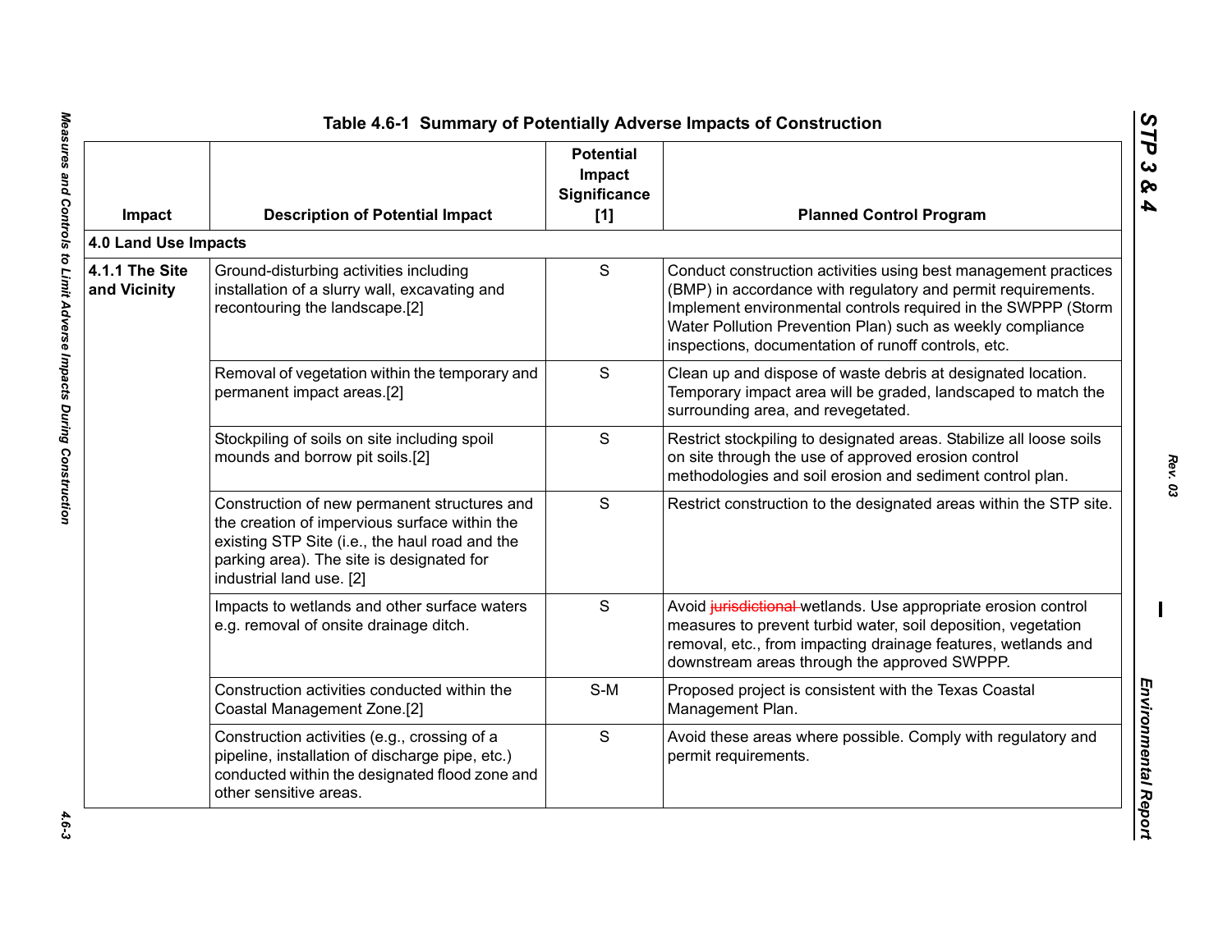## Table 4.6-1 Summary of Potentially Adverse Impacts of Construction

| Impact | Description of Potential Impact | Potential Impact Significance [1] | Planned Control Program |
|---|---|---|---|
| **4.0 Land Use Impacts** | | | |
| **4.1.1 The Site and Vicinity** | Ground-disturbing activities including installation of a slurry wall, excavating and recontouring the landscape.[2] | S | Conduct construction activities using best management practices (BMP) in accordance with regulatory and permit requirements. Implement environmental controls required in the SWPPP (Storm Water Pollution Prevention Plan) such as weekly compliance inspections, documentation of runoff controls, etc. |
| | Removal of vegetation within the temporary and permanent impact areas.[2] | S | Clean up and dispose of waste debris at designated location. Temporary impact area will be graded, landscaped to match the surrounding area, and revegetated. |
| | Stockpiling of soils on site including spoil mounds and borrow pit soils.[2] | S | Restrict stockpiling to designated areas. Stabilize all loose soils on site through the use of approved erosion control methodologies and soil erosion and sediment control plan. |
| | Construction of new permanent structures and the creation of impervious surface within the existing STP Site (i.e., the haul road and the parking area). The site is designated for industrial land use. [2] | S | Restrict construction to the designated areas within the STP site. |
| | Impacts to wetlands and other surface waters e.g. removal of onsite drainage ditch. | S | Avoid ~~jurisdictional~~ wetlands. Use appropriate erosion control measures to prevent turbid water, soil deposition, vegetation removal, etc., from impacting drainage features, wetlands and downstream areas through the approved SWPPP. |
| | Construction activities conducted within the Coastal Management Zone.[2] | S-M | Proposed project is consistent with the Texas Coastal Management Plan. |
| | Construction activities (e.g., crossing of a pipeline, installation of discharge pipe, etc.) conducted within the designated flood zone and other sensitive areas. | S | Avoid these areas where possible. Comply with regulatory and permit requirements. |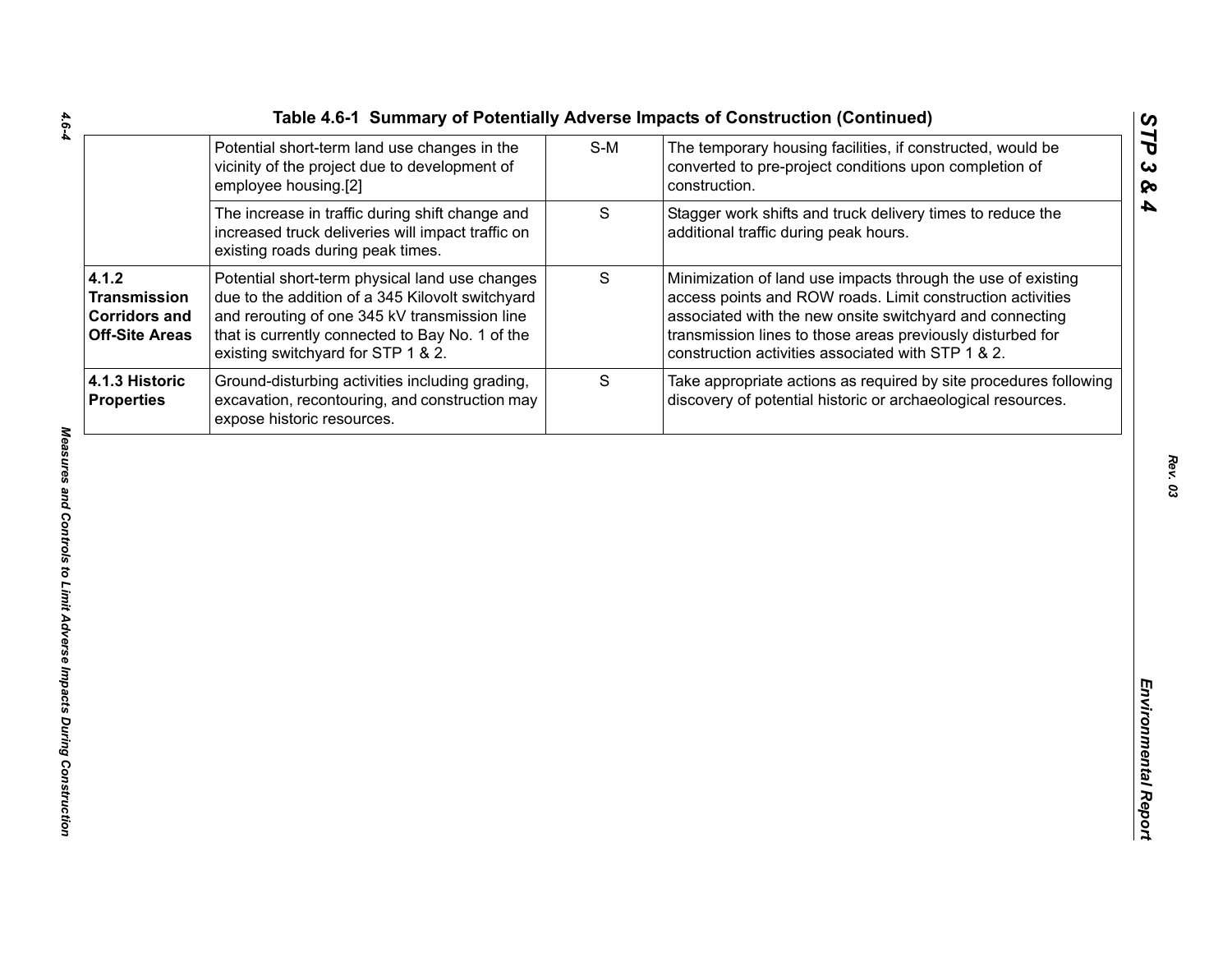# Table 4.6-1 Summary of Potentially Adverse Impacts of Construction (Continued)

| | | | |
|---|---|---|---|
| | Potential short-term land use changes in the vicinity of the project due to development of employee housing.[2] | S-M | The temporary housing facilities, if constructed, would be converted to pre-project conditions upon completion of construction. |
| | The increase in traffic during shift change and increased truck deliveries will impact traffic on existing roads during peak times. | S | Stagger work shifts and truck delivery times to reduce the additional traffic during peak hours. |
| **4.1.2 Transmission Corridors and Off-Site Areas** | Potential short-term physical land use changes due to the addition of a 345 Kilovolt switchyard and rerouting of one 345 kV transmission line that is currently connected to Bay No. 1 of the existing switchyard for STP 1 & 2. | S | Minimization of land use impacts through the use of existing access points and ROW roads. Limit construction activities associated with the new onsite switchyard and connecting transmission lines to those areas previously disturbed for construction activities associated with STP 1 & 2. |
| **4.1.3 Historic Properties** | Ground-disturbing activities including grading, excavation, recontouring, and construction may expose historic resources. | S | Take appropriate actions as required by site procedures following discovery of potential historic or archaeological resources. |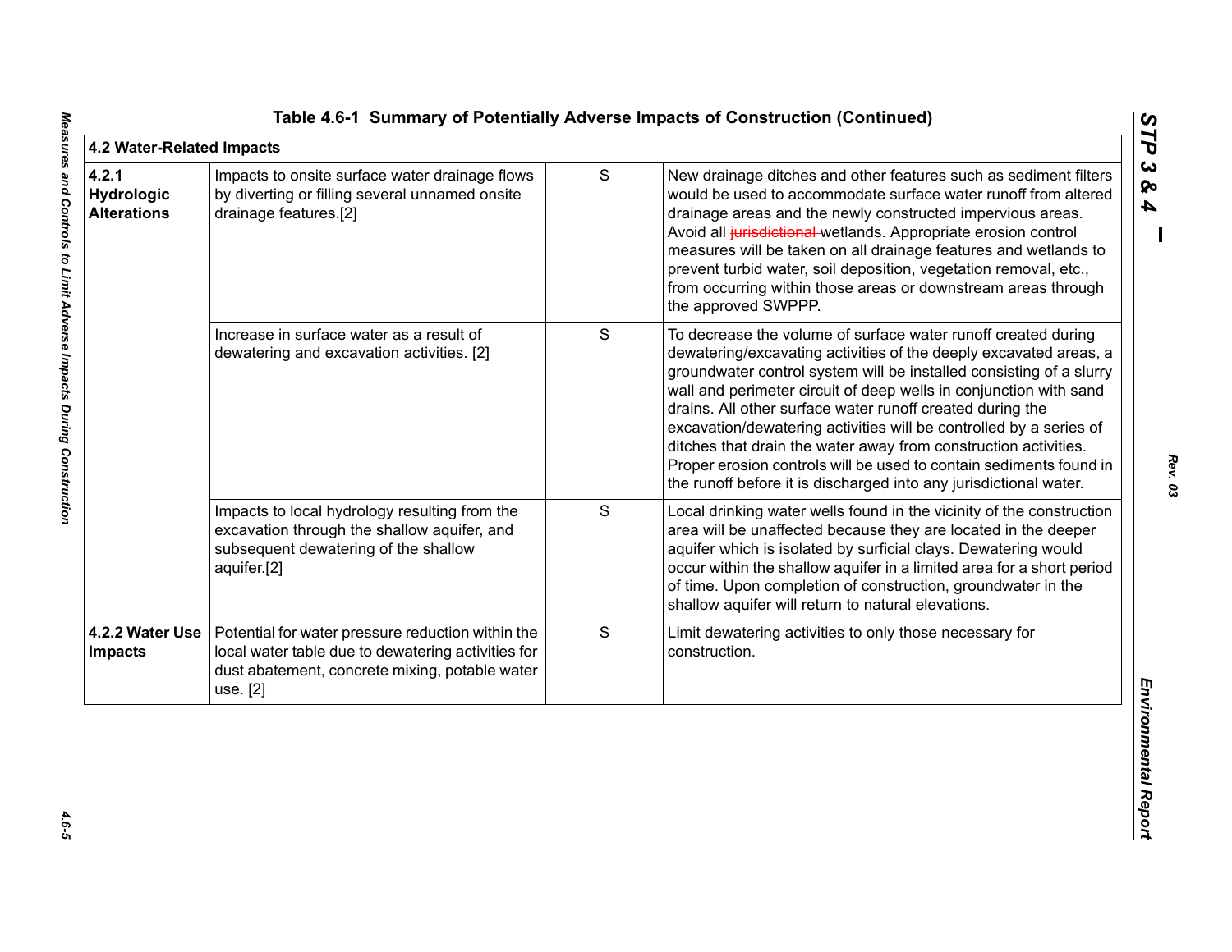## Table 4.6-1 Summary of Potentially Adverse Impacts of Construction (Continued)

| **4.2 Water-Related Impacts** | | | |
|---|---|---|---|
| **4.2.1 Hydrologic Alterations** | Impacts to onsite surface water drainage flows by diverting or filling several unnamed onsite drainage features.[2] | S | New drainage ditches and other features such as sediment filters would be used to accommodate surface water runoff from altered drainage areas and the newly constructed impervious areas. Avoid all ~~jurisdictional~~ wetlands. Appropriate erosion control measures will be taken on all drainage features and wetlands to prevent turbid water, soil deposition, vegetation removal, etc., from occurring within those areas or downstream areas through the approved SWPPP. |
| | Increase in surface water as a result of dewatering and excavation activities. [2] | S | To decrease the volume of surface water runoff created during dewatering/excavating activities of the deeply excavated areas, a groundwater control system will be installed consisting of a slurry wall and perimeter circuit of deep wells in conjunction with sand drains. All other surface water runoff created during the excavation/dewatering activities will be controlled by a series of ditches that drain the water away from construction activities. Proper erosion controls will be used to contain sediments found in the runoff before it is discharged into any jurisdictional water. |
| | Impacts to local hydrology resulting from the excavation through the shallow aquifer, and subsequent dewatering of the shallow aquifer.[2] | S | Local drinking water wells found in the vicinity of the construction area will be unaffected because they are located in the deeper aquifer which is isolated by surficial clays. Dewatering would occur within the shallow aquifer in a limited area for a short period of time. Upon completion of construction, groundwater in the shallow aquifer will return to natural elevations. |
| **4.2.2 Water Use Impacts** | Potential for water pressure reduction within the local water table due to dewatering activities for dust abatement, concrete mixing, potable water use. [2] | S | Limit dewatering activities to only those necessary for construction. |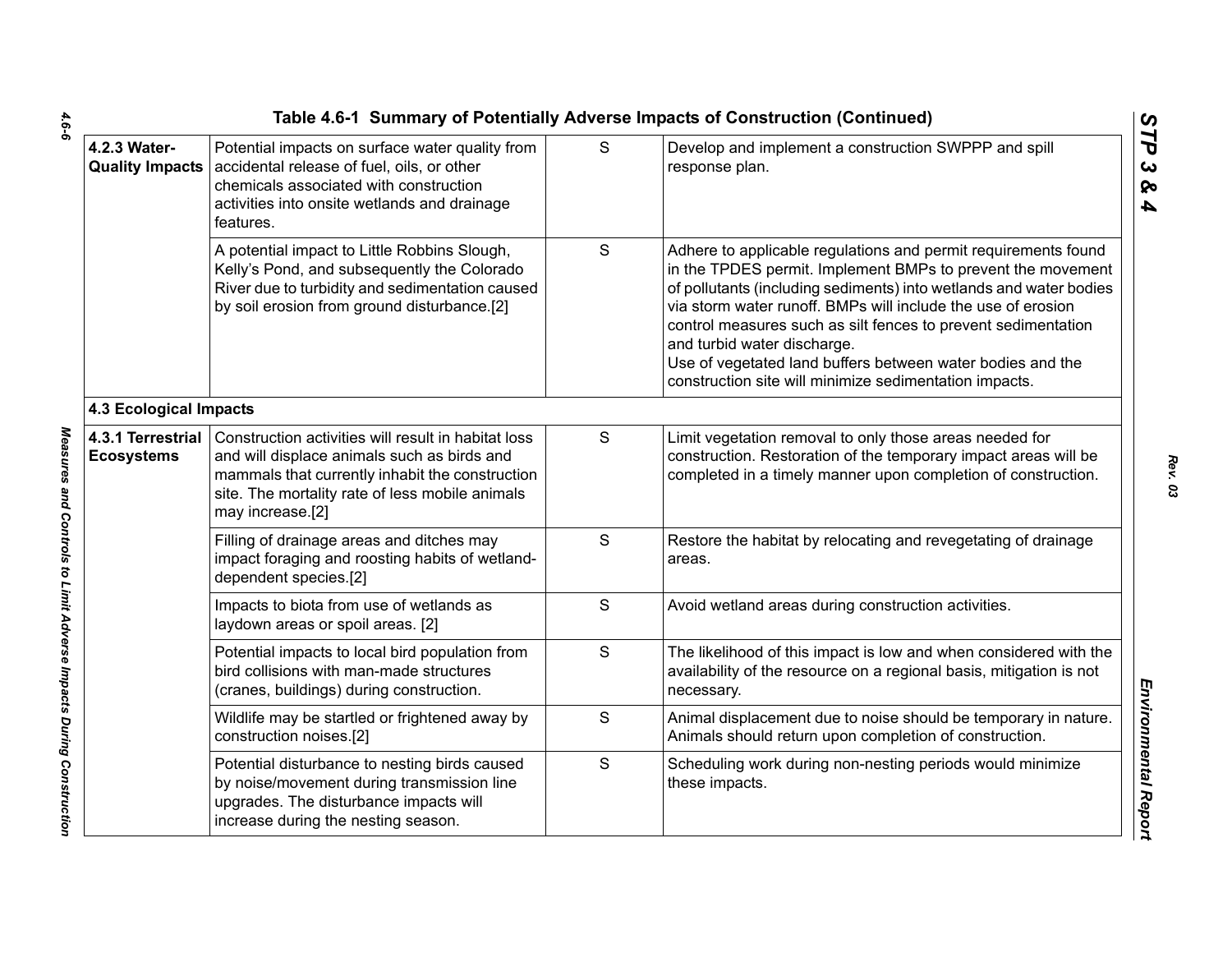**Table 4.6-1 Summary of Potentially Adverse Impacts of Construction (Continued)**

| | | | |
|---|---|---|---|
| **4.2.3 Water-Quality Impacts** | Potential impacts on surface water quality from accidental release of fuel, oils, or other chemicals associated with construction activities into onsite wetlands and drainage features. | S | Develop and implement a construction SWPPP and spill response plan. |
| | A potential impact to Little Robbins Slough, Kelly's Pond, and subsequently the Colorado River due to turbidity and sedimentation caused by soil erosion from ground disturbance.[2] | S | Adhere to applicable regulations and permit requirements found in the TPDES permit. Implement BMPs to prevent the movement of pollutants (including sediments) into wetlands and water bodies via storm water runoff. BMPs will include the use of erosion control measures such as silt fences to prevent sedimentation and turbid water discharge. Use of vegetated land buffers between water bodies and the construction site will minimize sedimentation impacts. |
| **4.3 Ecological Impacts** | | | |
| **4.3.1 Terrestrial Ecosystems** | Construction activities will result in habitat loss and will displace animals such as birds and mammals that currently inhabit the construction site. The mortality rate of less mobile animals may increase.[2] | S | Limit vegetation removal to only those areas needed for construction. Restoration of the temporary impact areas will be completed in a timely manner upon completion of construction. |
| | Filling of drainage areas and ditches may impact foraging and roosting habits of wetland-dependent species.[2] | S | Restore the habitat by relocating and revegetating of drainage areas. |
| | Impacts to biota from use of wetlands as laydown areas or spoil areas. [2] | S | Avoid wetland areas during construction activities. |
| | Potential impacts to local bird population from bird collisions with man-made structures (cranes, buildings) during construction. | S | The likelihood of this impact is low and when considered with the availability of the resource on a regional basis, mitigation is not necessary. |
| | Wildlife may be startled or frightened away by construction noises.[2] | S | Animal displacement due to noise should be temporary in nature. Animals should return upon completion of construction. |
| | Potential disturbance to nesting birds caused by noise/movement during transmission line upgrades. The disturbance impacts will increase during the nesting season. | S | Scheduling work during non-nesting periods would minimize these impacts. |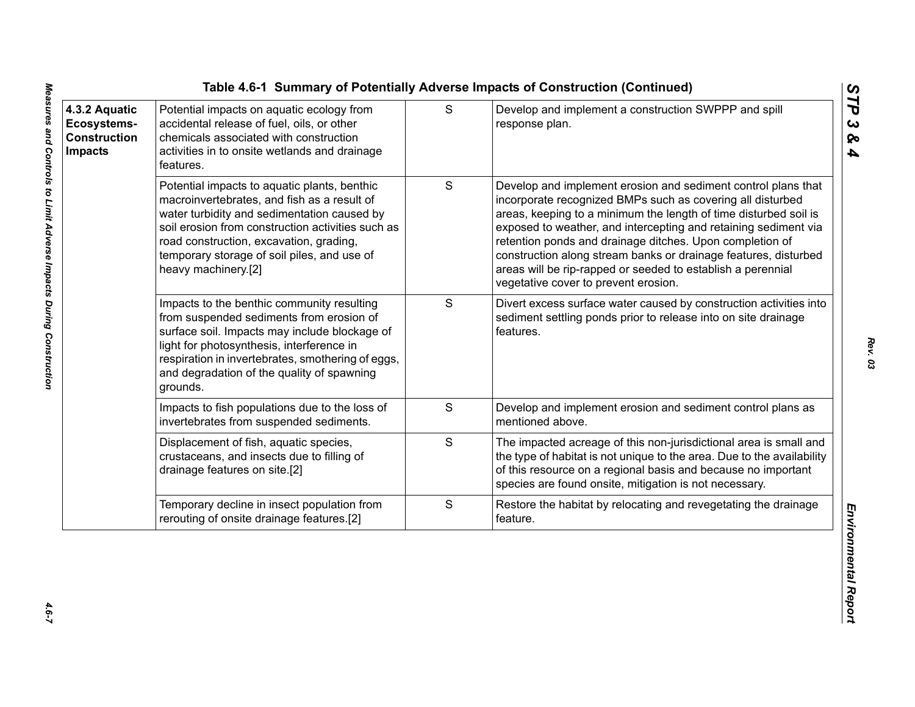## Table 4.6-1 Summary of Potentially Adverse Impacts of Construction (Continued)

| | | | |
|---|---|---|---|
| **4.3.2 Aquatic Ecosystems-Construction Impacts** | Potential impacts on aquatic ecology from accidental release of fuel, oils, or other chemicals associated with construction activities in to onsite wetlands and drainage features. | S | Develop and implement a construction SWPPP and spill response plan. |
| | Potential impacts to aquatic plants, benthic macroinvertebrates, and fish as a result of water turbidity and sedimentation caused by soil erosion from construction activities such as road construction, excavation, grading, temporary storage of soil piles, and use of heavy machinery.[2] | S | Develop and implement erosion and sediment control plans that incorporate recognized BMPs such as covering all disturbed areas, keeping to a minimum the length of time disturbed soil is exposed to weather, and intercepting and retaining sediment via retention ponds and drainage ditches. Upon completion of construction along stream banks or drainage features, disturbed areas will be rip-rapped or seeded to establish a perennial vegetative cover to prevent erosion. |
| | Impacts to the benthic community resulting from suspended sediments from erosion of surface soil. Impacts may include blockage of light for photosynthesis, interference in respiration in invertebrates, smothering of eggs, and degradation of the quality of spawning grounds. | S | Divert excess surface water caused by construction activities into sediment settling ponds prior to release into on site drainage features. |
| | Impacts to fish populations due to the loss of invertebrates from suspended sediments. | S | Develop and implement erosion and sediment control plans as mentioned above. |
| | Displacement of fish, aquatic species, crustaceans, and insects due to filling of drainage features on site.[2] | S | The impacted acreage of this non-jurisdictional area is small and the type of habitat is not unique to the area. Due to the availability of this resource on a regional basis and because no important species are found onsite, mitigation is not necessary. |
| | Temporary decline in insect population from rerouting of onsite drainage features.[2] | S | Restore the habitat by relocating and revegetating the drainage feature. |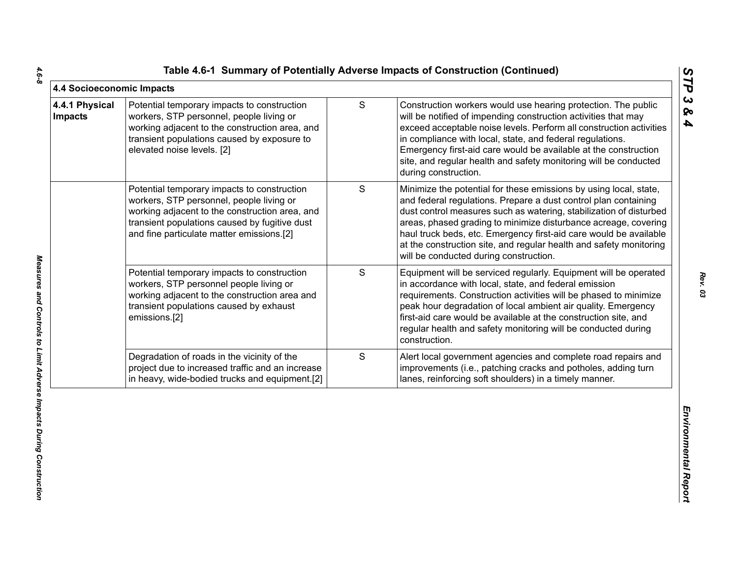# Table 4.6-1 Summary of Potentially Adverse Impacts of Construction (Continued)

| 4.4 Socioeconomic Impacts | | | |
|---|---|---|---|
| **4.4.1 Physical Impacts** | Potential temporary impacts to construction workers, STP personnel, people living or working adjacent to the construction area, and transient populations caused by exposure to elevated noise levels. [2] | S | Construction workers would use hearing protection. The public will be notified of impending construction activities that may exceed acceptable noise levels. Perform all construction activities in compliance with local, state, and federal regulations. Emergency first-aid care would be available at the construction site, and regular health and safety monitoring will be conducted during construction. |
| | Potential temporary impacts to construction workers, STP personnel, people living or working adjacent to the construction area, and transient populations caused by fugitive dust and fine particulate matter emissions.[2] | S | Minimize the potential for these emissions by using local, state, and federal regulations. Prepare a dust control plan containing dust control measures such as watering, stabilization of disturbed areas, phased grading to minimize disturbance acreage, covering haul truck beds, etc. Emergency first-aid care would be available at the construction site, and regular health and safety monitoring will be conducted during construction. |
| | Potential temporary impacts to construction workers, STP personnel people living or working adjacent to the construction area and transient populations caused by exhaust emissions.[2] | S | Equipment will be serviced regularly. Equipment will be operated in accordance with local, state, and federal emission requirements. Construction activities will be phased to minimize peak hour degradation of local ambient air quality. Emergency first-aid care would be available at the construction site, and regular health and safety monitoring will be conducted during construction. |
| | Degradation of roads in the vicinity of the project due to increased traffic and an increase in heavy, wide-bodied trucks and equipment.[2] | S | Alert local government agencies and complete road repairs and improvements (i.e., patching cracks and potholes, adding turn lanes, reinforcing soft shoulders) in a timely manner. |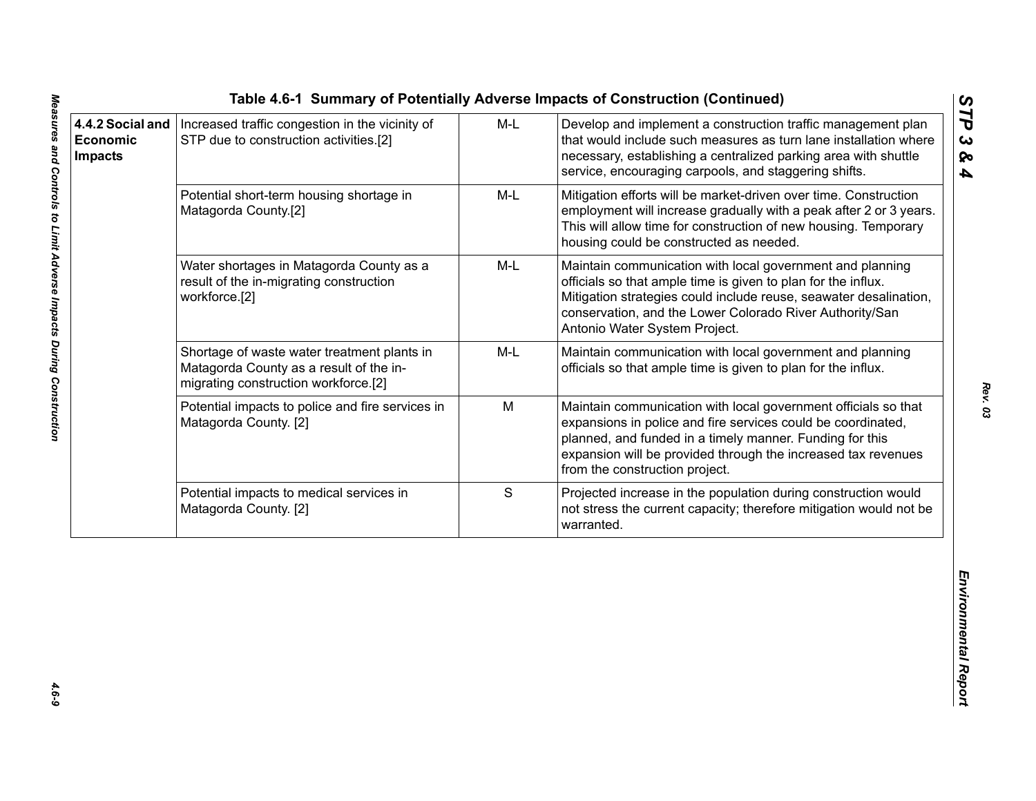**Table 4.6-1 Summary of Potentially Adverse Impacts of Construction (Continued)**

| | | | |
|---|---|---|---|
| **4.4.2 Social and Economic Impacts** | Increased traffic congestion in the vicinity of STP due to construction activities.[2] | M-L | Develop and implement a construction traffic management plan that would include such measures as turn lane installation where necessary, establishing a centralized parking area with shuttle service, encouraging carpools, and staggering shifts. |
| | Potential short-term housing shortage in Matagorda County.[2] | M-L | Mitigation efforts will be market-driven over time. Construction employment will increase gradually with a peak after 2 or 3 years. This will allow time for construction of new housing. Temporary housing could be constructed as needed. |
| | Water shortages in Matagorda County as a result of the in-migrating construction workforce.[2] | M-L | Maintain communication with local government and planning officials so that ample time is given to plan for the influx. Mitigation strategies could include reuse, seawater desalination, conservation, and the Lower Colorado River Authority/San Antonio Water System Project. |
| | Shortage of waste water treatment plants in Matagorda County as a result of the in-migrating construction workforce.[2] | M-L | Maintain communication with local government and planning officials so that ample time is given to plan for the influx. |
| | Potential impacts to police and fire services in Matagorda County. [2] | M | Maintain communication with local government officials so that expansions in police and fire services could be coordinated, planned, and funded in a timely manner. Funding for this expansion will be provided through the increased tax revenues from the construction project. |
| | Potential impacts to medical services in Matagorda County. [2] | S | Projected increase in the population during construction would not stress the current capacity; therefore mitigation would not be warranted. |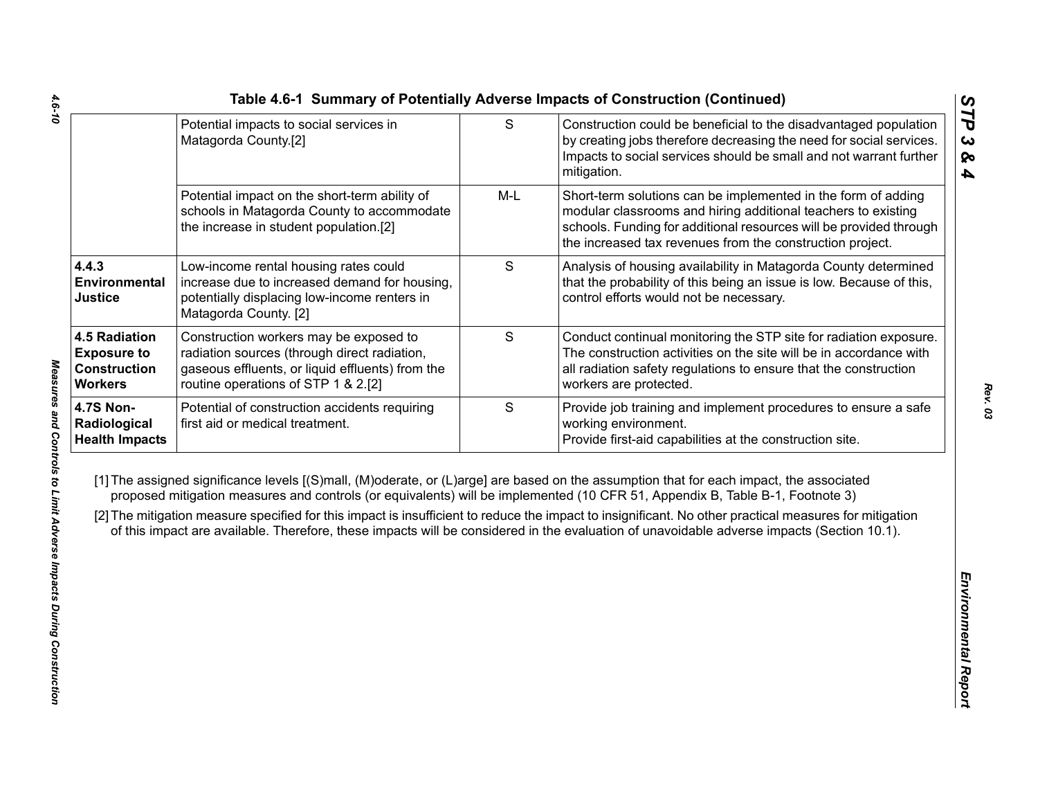**Table 4.6-1 Summary of Potentially Adverse Impacts of Construction (Continued)**

| | | | |
|---|---|---|---|
| | Potential impacts to social services in Matagorda County.[2] | S | Construction could be beneficial to the disadvantaged population by creating jobs therefore decreasing the need for social services. Impacts to social services should be small and not warrant further mitigation. |
| | Potential impact on the short-term ability of schools in Matagorda County to accommodate the increase in student population.[2] | M-L | Short-term solutions can be implemented in the form of adding modular classrooms and hiring additional teachers to existing schools. Funding for additional resources will be provided through the increased tax revenues from the construction project. |
| **4.4.3 Environmental Justice** | Low-income rental housing rates could increase due to increased demand for housing, potentially displacing low-income renters in Matagorda County. [2] | S | Analysis of housing availability in Matagorda County determined that the probability of this being an issue is low. Because of this, control efforts would not be necessary. |
| **4.5 Radiation Exposure to Construction Workers** | Construction workers may be exposed to radiation sources (through direct radiation, gaseous effluents, or liquid effluents) from the routine operations of STP 1 & 2.[2] | S | Conduct continual monitoring the STP site for radiation exposure. The construction activities on the site will be in accordance with all radiation safety regulations to ensure that the construction workers are protected. |
| **4.7S Non-Radiological Health Impacts** | Potential of construction accidents requiring first aid or medical treatment. | S | Provide job training and implement procedures to ensure a safe working environment. Provide first-aid capabilities at the construction site. |

[1] The assigned significance levels [(S)mall, (M)oderate, or (L)arge] are based on the assumption that for each impact, the associated proposed mitigation measures and controls (or equivalents) will be implemented (10 CFR 51, Appendix B, Table B-1, Footnote 3)

[2] The mitigation measure specified for this impact is insufficient to reduce the impact to insignificant. No other practical measures for mitigation of this impact are available. Therefore, these impacts will be considered in the evaluation of unavoidable adverse impacts (Section 10.1).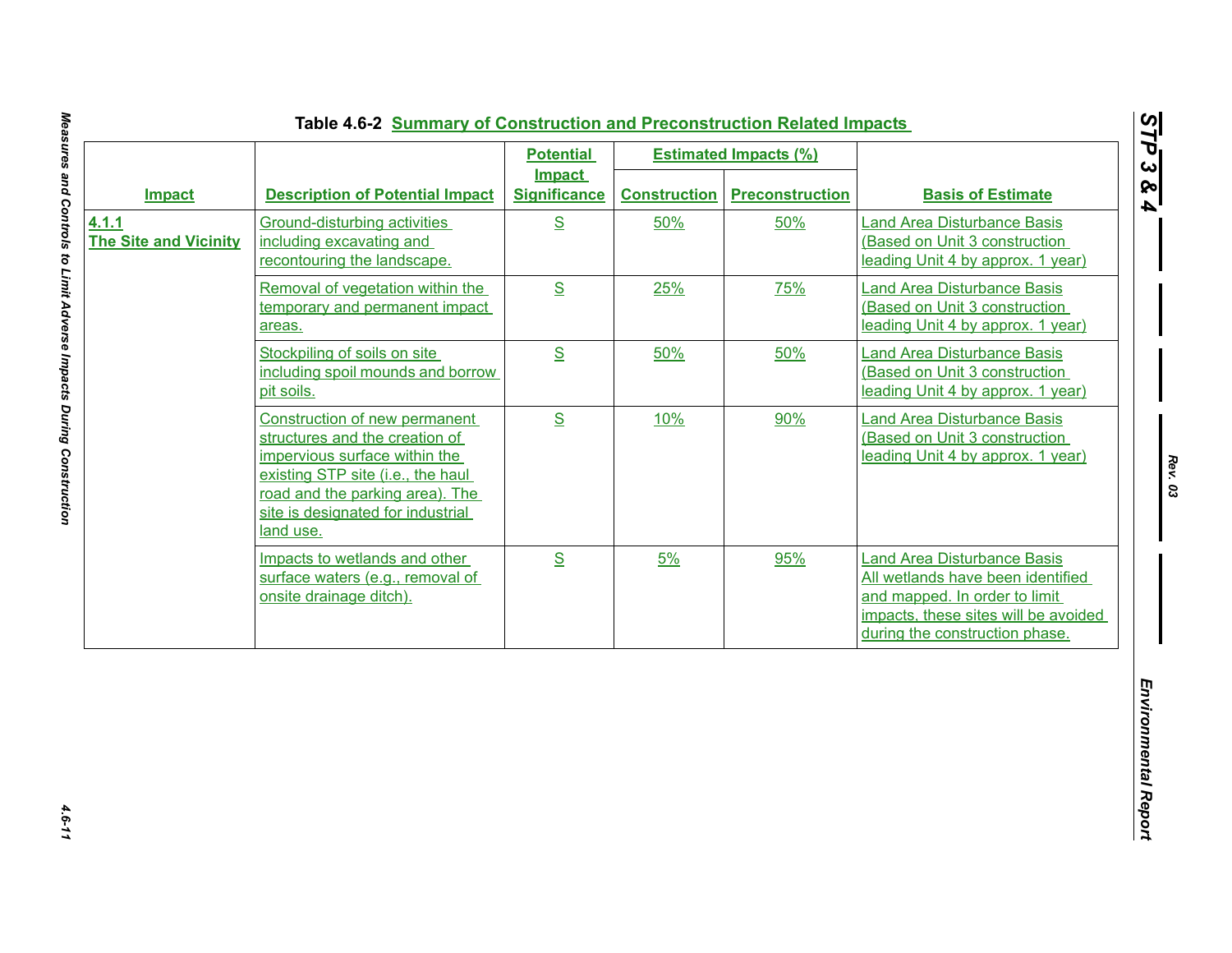## Table 4.6-2 Summary of Construction and Preconstruction Related Impacts

| Impact | Description of Potential Impact | Potential Impact Significance | Estimated Impacts (%) | | Basis of Estimate |
|---|---|---|---|---|---|
| | | | Construction | Preconstruction | |
| **4.1.1 The Site and Vicinity** | Ground-disturbing activities including excavating and recontouring the landscape. | S | 50% | 50% | Land Area Disturbance Basis (Based on Unit 3 construction leading Unit 4 by approx. 1 year) |
| | Removal of vegetation within the temporary and permanent impact areas. | S | 25% | 75% | Land Area Disturbance Basis (Based on Unit 3 construction leading Unit 4 by approx. 1 year) |
| | Stockpiling of soils on site including spoil mounds and borrow pit soils. | S | 50% | 50% | Land Area Disturbance Basis (Based on Unit 3 construction leading Unit 4 by approx. 1 year) |
| | Construction of new permanent structures and the creation of impervious surface within the existing STP site (i.e., the haul road and the parking area). The site is designated for industrial land use. | S | 10% | 90% | Land Area Disturbance Basis (Based on Unit 3 construction leading Unit 4 by approx. 1 year) |
| | Impacts to wetlands and other surface waters (e.g., removal of onsite drainage ditch). | S | 5% | 95% | Land Area Disturbance Basis All wetlands have been identified and mapped. In order to limit impacts, these sites will be avoided during the construction phase. |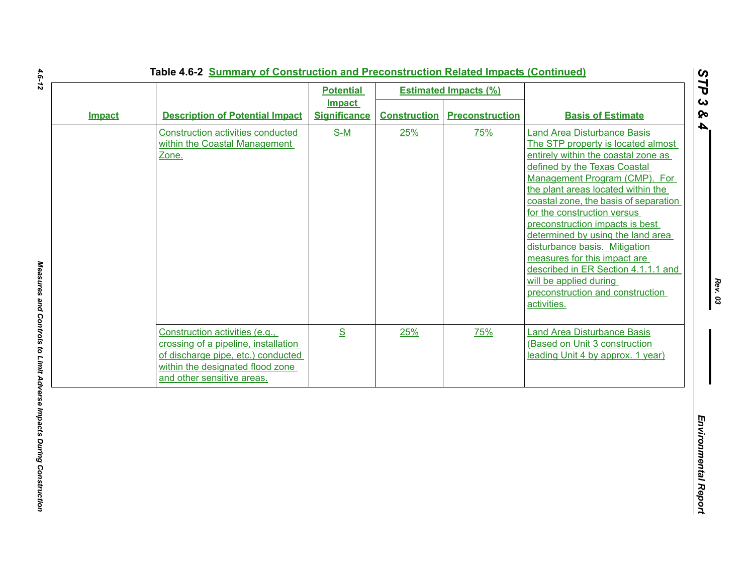**Table 4.6-2 Summary of Construction and Preconstruction Related Impacts (Continued)**

| Impact | Description of Potential Impact | Potential Impact Significance | Estimated Impacts (%) | | Basis of Estimate |
|---|---|---|---|---|---|
| | | | Construction | Preconstruction | |
| | Construction activities conducted within the Coastal Management Zone. | S-M | 25% | 75% | Land Area Disturbance Basis The STP property is located almost entirely within the coastal zone as defined by the Texas Coastal Management Program (CMP). For the plant areas located within the coastal zone, the basis of separation for the construction versus preconstruction impacts is best determined by using the land area disturbance basis. Mitigation measures for this impact are described in ER Section 4.1.1.1 and will be applied during preconstruction and construction activities. |
| | Construction activities (e.g., crossing of a pipeline, installation of discharge pipe, etc.) conducted within the designated flood zone and other sensitive areas. | S | 25% | 75% | Land Area Disturbance Basis (Based on Unit 3 construction leading Unit 4 by approx. 1 year) |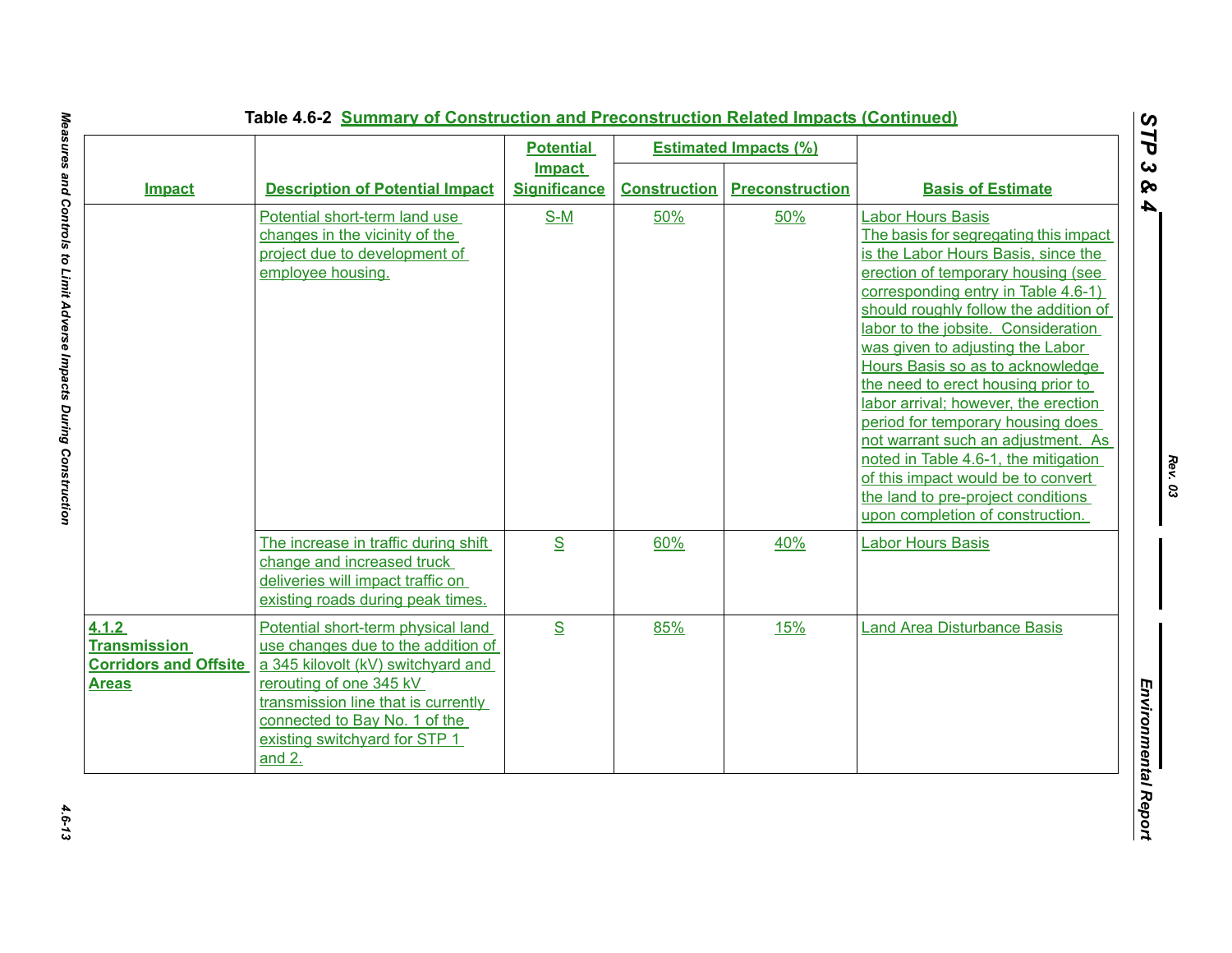Table 4.6-2 Summary of Construction and Preconstruction Related Impacts (Continued)

| Impact | Description of Potential Impact | Potential Impact Significance | Estimated Impacts (%) | | Basis of Estimate |
|---|---|---|---|---|---|
| | | | Construction | Preconstruction | |
| | Potential short-term land use changes in the vicinity of the project due to development of employee housing. | S-M | 50% | 50% | Labor Hours Basis<br>The basis for segregating this impact is the Labor Hours Basis, since the erection of temporary housing (see corresponding entry in Table 4.6-1) should roughly follow the addition of labor to the jobsite. Consideration was given to adjusting the Labor Hours Basis so as to acknowledge the need to erect housing prior to labor arrival; however, the erection period for temporary housing does not warrant such an adjustment. As noted in Table 4.6-1, the mitigation of this impact would be to convert the land to pre-project conditions upon completion of construction. |
| | The increase in traffic during shift change and increased truck deliveries will impact traffic on existing roads during peak times. | S | 60% | 40% | Labor Hours Basis |
| **4.1.2 Transmission Corridors and Offsite Areas** | Potential short-term physical land use changes due to the addition of a 345 kilovolt (kV) switchyard and rerouting of one 345 kV transmission line that is currently connected to Bay No. 1 of the existing switchyard for STP 1 and 2. | S | 85% | 15% | Land Area Disturbance Basis |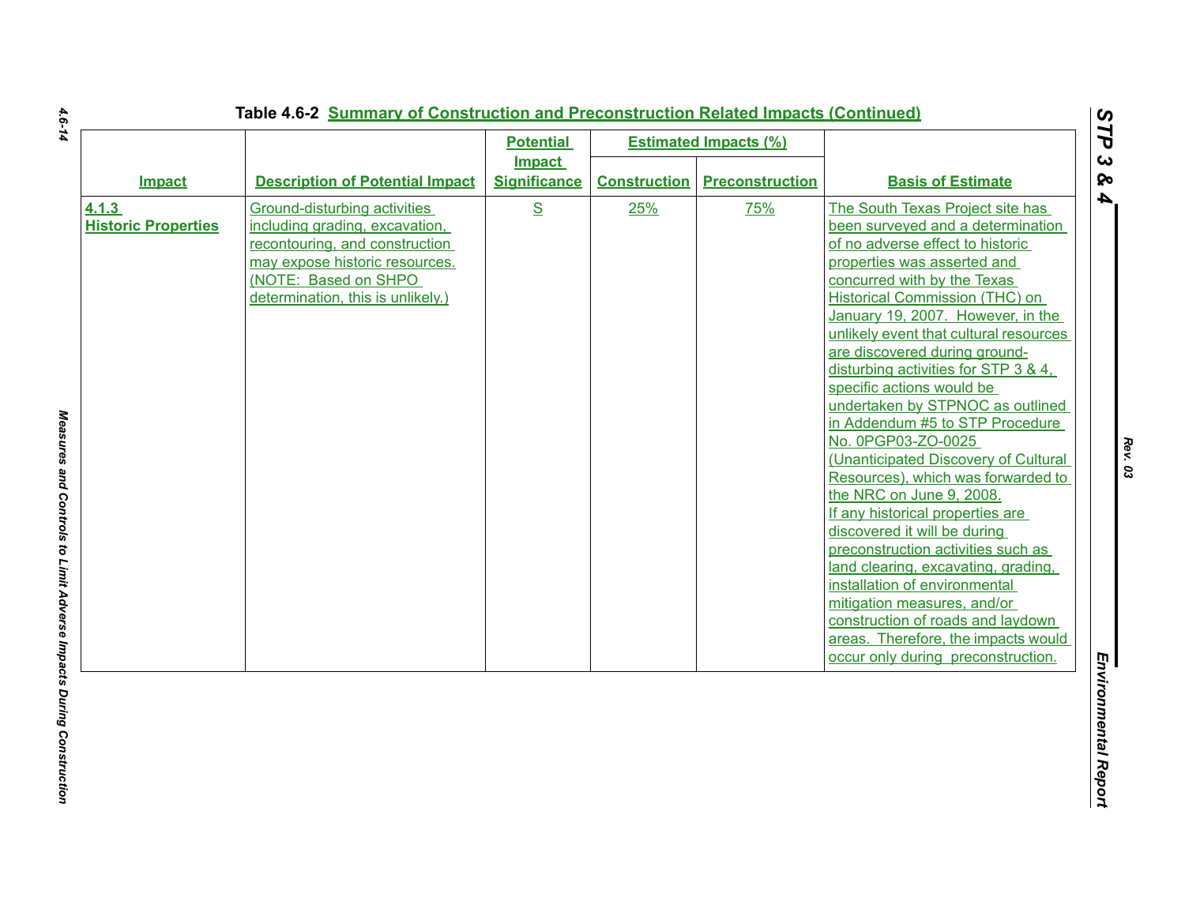Table 4.6-2 Summary of Construction and Preconstruction Related Impacts (Continued)

| Impact | Description of Potential Impact | Potential Impact Significance | Estimated Impacts (%) | | Basis of Estimate |
|---|---|---|---|---|---|
| | | | Construction | Preconstruction | |
| **4.1.3 Historic Properties** | Ground-disturbing activities including grading, excavation, recontouring, and construction may expose historic resources. (NOTE: Based on SHPO determination, this is unlikely.) | S | 25% | 75% | The South Texas Project site has been surveyed and a determination of no adverse effect to historic properties was asserted and concurred with by the Texas Historical Commission (THC) on January 19, 2007. However, in the unlikely event that cultural resources are discovered during ground-disturbing activities for STP 3 & 4, specific actions would be undertaken by STPNOC as outlined in Addendum #5 to STP Procedure No. 0PGP03-ZO-0025 (Unanticipated Discovery of Cultural Resources), which was forwarded to the NRC on June 9, 2008. If any historical properties are discovered it will be during preconstruction activities such as land clearing, excavating, grading, installation of environmental mitigation measures, and/or construction of roads and laydown areas. Therefore, the impacts would occur only during preconstruction. |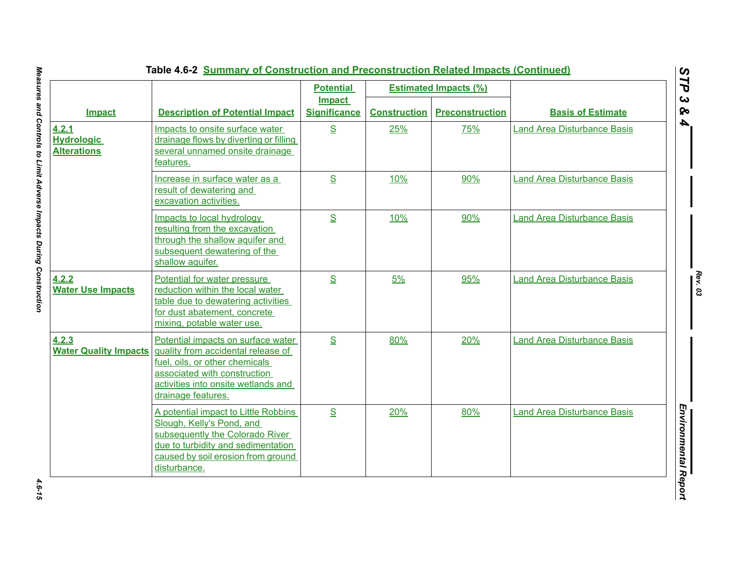Table 4.6-2 Summary of Construction and Preconstruction Related Impacts (Continued)

| Impact | Description of Potential Impact | Potential Impact Significance | Estimated Impacts (%) | | Basis of Estimate |
|---|---|---|---|---|---|
| | | | Construction | Preconstruction | |
| 4.2.1 Hydrologic Alterations | Impacts to onsite surface water drainage flows by diverting or filling several unnamed onsite drainage features. | S | 25% | 75% | Land Area Disturbance Basis |
| | Increase in surface water as a result of dewatering and excavation activities. | S | 10% | 90% | Land Area Disturbance Basis |
| | Impacts to local hydrology resulting from the excavation through the shallow aquifer and subsequent dewatering of the shallow aquifer. | S | 10% | 90% | Land Area Disturbance Basis |
| 4.2.2 Water Use Impacts | Potential for water pressure reduction within the local water table due to dewatering activities for dust abatement, concrete mixing, potable water use. | S | 5% | 95% | Land Area Disturbance Basis |
| 4.2.3 Water Quality Impacts | Potential impacts on surface water quality from accidental release of fuel, oils, or other chemicals associated with construction activities into onsite wetlands and drainage features. | S | 80% | 20% | Land Area Disturbance Basis |
| | A potential impact to Little Robbins Slough, Kelly's Pond, and subsequently the Colorado River due to turbidity and sedimentation caused by soil erosion from ground disturbance. | S | 20% | 80% | Land Area Disturbance Basis |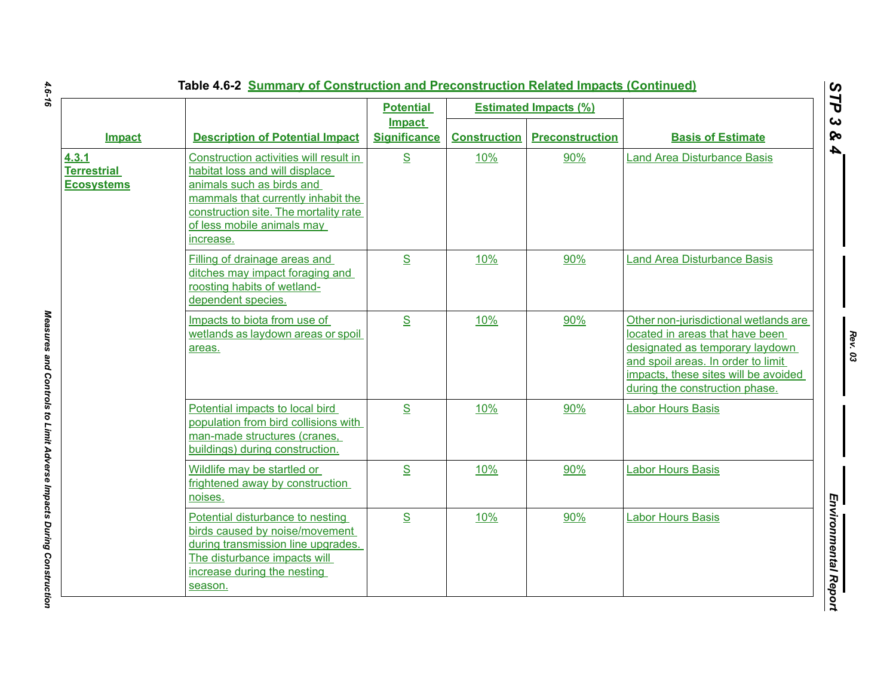**Table 4.6-2 Summary of Construction and Preconstruction Related Impacts (Continued)**

| Impact | Description of Potential Impact | Potential Impact Significance | Estimated Impacts (%) | | Basis of Estimate |
|---|---|---|---|---|---|
| | | | Construction | Preconstruction | |
| **4.3.1 Terrestrial Ecosystems** | Construction activities will result in habitat loss and will displace animals such as birds and mammals that currently inhabit the construction site. The mortality rate of less mobile animals may increase. | S | 10% | 90% | Land Area Disturbance Basis |
| | Filling of drainage areas and ditches may impact foraging and roosting habits of wetland-dependent species. | S | 10% | 90% | Land Area Disturbance Basis |
| | Impacts to biota from use of wetlands as laydown areas or spoil areas. | S | 10% | 90% | Other non-jurisdictional wetlands are located in areas that have been designated as temporary laydown and spoil areas. In order to limit impacts, these sites will be avoided during the construction phase. |
| | Potential impacts to local bird population from bird collisions with man-made structures (cranes, buildings) during construction. | S | 10% | 90% | Labor Hours Basis |
| | Wildlife may be startled or frightened away by construction noises. | S | 10% | 90% | Labor Hours Basis |
| | Potential disturbance to nesting birds caused by noise/movement during transmission line upgrades. The disturbance impacts will increase during the nesting season. | S | 10% | 90% | Labor Hours Basis |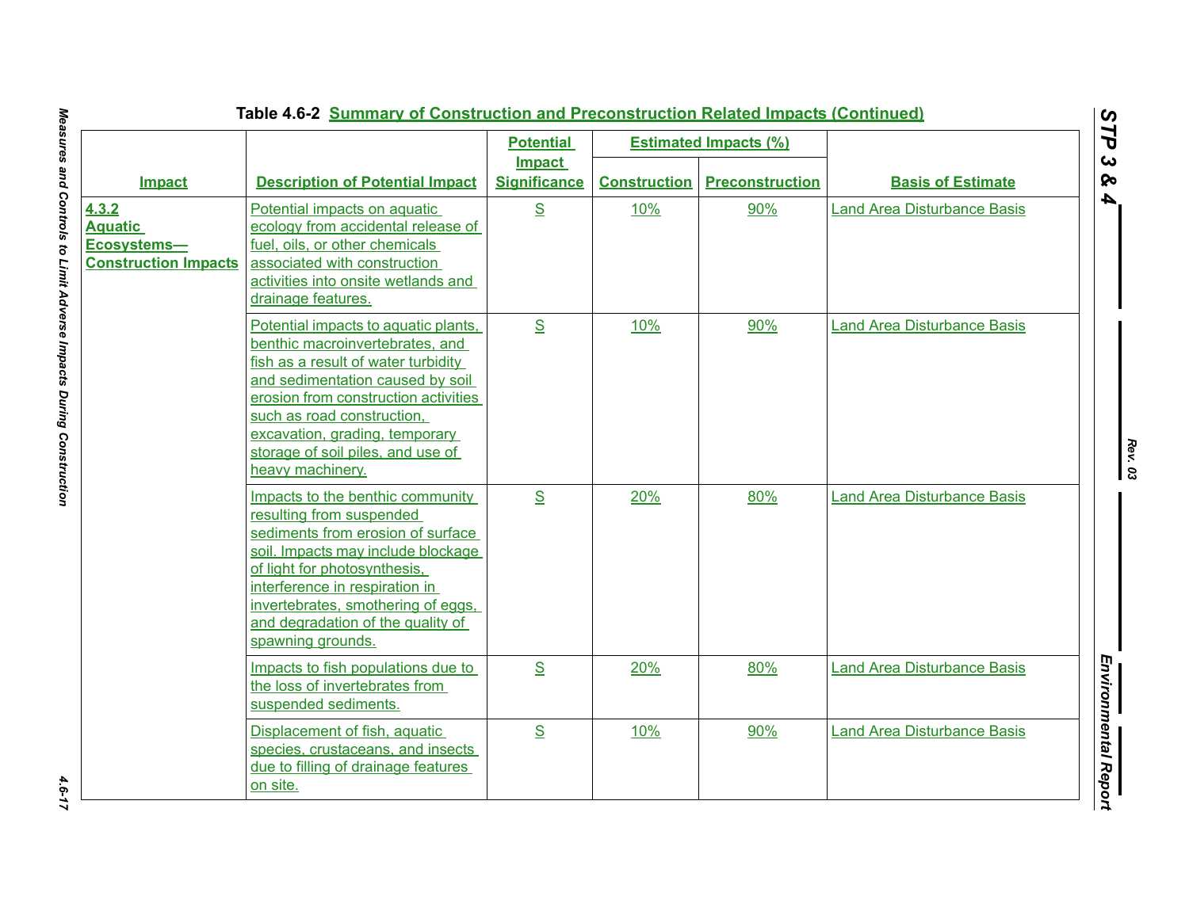**Table 4.6-2 Summary of Construction and Preconstruction Related Impacts (Continued)**

| Impact | Description of Potential Impact | Potential Impact Significance | Estimated Impacts (%) | | Basis of Estimate |
|---|---|---|---|---|---|
| | | | Construction | Preconstruction | |
| **4.3.2 Aquatic Ecosystems—Construction Impacts** | Potential impacts on aquatic ecology from accidental release of fuel, oils, or other chemicals associated with construction activities into onsite wetlands and drainage features. | S | 10% | 90% | Land Area Disturbance Basis |
| | Potential impacts to aquatic plants, benthic macroinvertebrates, and fish as a result of water turbidity and sedimentation caused by soil erosion from construction activities such as road construction, excavation, grading, temporary storage of soil piles, and use of heavy machinery. | S | 10% | 90% | Land Area Disturbance Basis |
| | Impacts to the benthic community resulting from suspended sediments from erosion of surface soil. Impacts may include blockage of light for photosynthesis, interference in respiration in invertebrates, smothering of eggs, and degradation of the quality of spawning grounds. | S | 20% | 80% | Land Area Disturbance Basis |
| | Impacts to fish populations due to the loss of invertebrates from suspended sediments. | S | 20% | 80% | Land Area Disturbance Basis |
| | Displacement of fish, aquatic species, crustaceans, and insects due to filling of drainage features on site. | S | 10% | 90% | Land Area Disturbance Basis |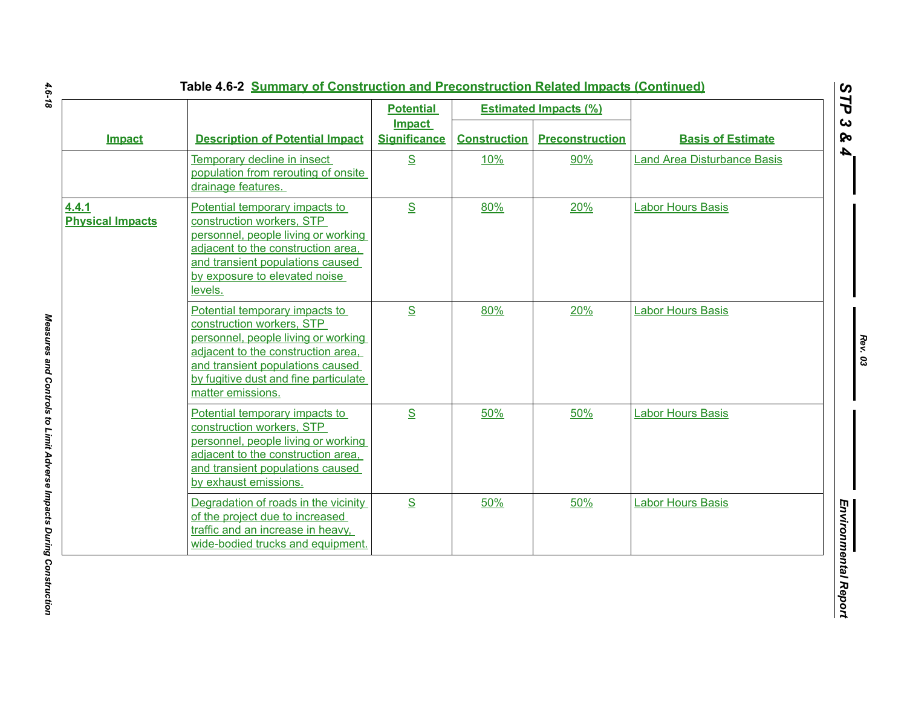Table 4.6-2 Summary of Construction and Preconstruction Related Impacts (Continued)

| Impact | Description of Potential Impact | Potential Impact Significance | Estimated Impacts (%) | | Basis of Estimate |
|---|---|---|---|---|---|
| | | | Construction | Preconstruction | |
| | Temporary decline in insect population from rerouting of onsite drainage features. | S | 10% | 90% | Land Area Disturbance Basis |
| **4.4.1 Physical Impacts** | Potential temporary impacts to construction workers, STP personnel, people living or working adjacent to the construction area, and transient populations caused by exposure to elevated noise levels. | S | 80% | 20% | Labor Hours Basis |
| | Potential temporary impacts to construction workers, STP personnel, people living or working adjacent to the construction area, and transient populations caused by fugitive dust and fine particulate matter emissions. | S | 80% | 20% | Labor Hours Basis |
| | Potential temporary impacts to construction workers, STP personnel, people living or working adjacent to the construction area, and transient populations caused by exhaust emissions. | S | 50% | 50% | Labor Hours Basis |
| | Degradation of roads in the vicinity of the project due to increased traffic and an increase in heavy, wide-bodied trucks and equipment. | S | 50% | 50% | Labor Hours Basis |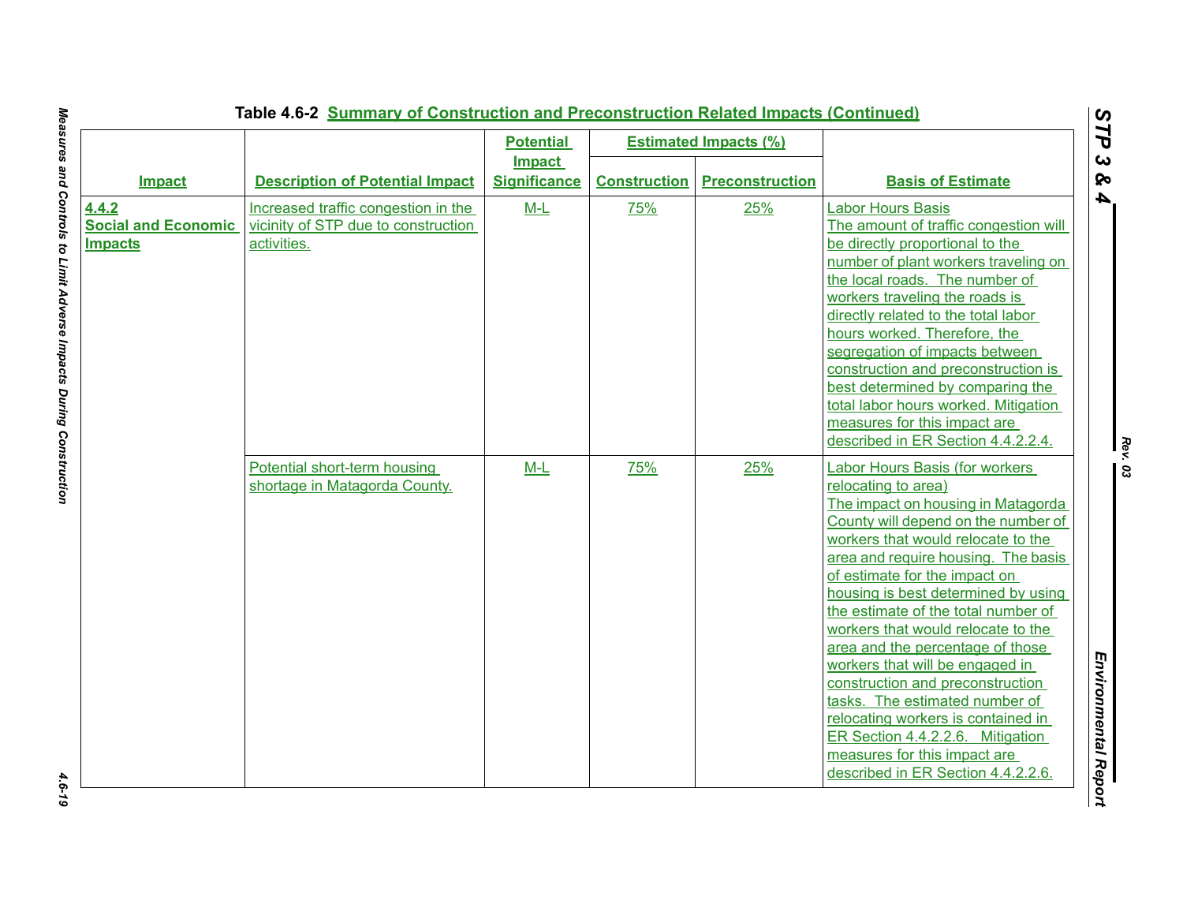Table 4.6-2 Summary of Construction and Preconstruction Related Impacts (Continued)

| Impact | Description of Potential Impact | Potential Impact Significance | Estimated Impacts (%) | | Basis of Estimate |
|---|---|---|---|---|---|
| | | | Construction | Preconstruction | |
| **4.4.2 Social and Economic Impacts** | Increased traffic congestion in the vicinity of STP due to construction activities. | M-L | 75% | 25% | Labor Hours Basis The amount of traffic congestion will be directly proportional to the number of plant workers traveling on the local roads. The number of workers traveling the roads is directly related to the total labor hours worked. Therefore, the segregation of impacts between construction and preconstruction is best determined by comparing the total labor hours worked. Mitigation measures for this impact are described in ER Section 4.4.2.2.4. |
| | Potential short-term housing shortage in Matagorda County. | M-L | 75% | 25% | Labor Hours Basis (for workers relocating to area) The impact on housing in Matagorda County will depend on the number of workers that would relocate to the area and require housing. The basis of estimate for the impact on housing is best determined by using the estimate of the total number of workers that would relocate to the area and the percentage of those workers that will be engaged in construction and preconstruction tasks. The estimated number of relocating workers is contained in ER Section 4.4.2.2.6. Mitigation measures for this impact are described in ER Section 4.4.2.2.6. |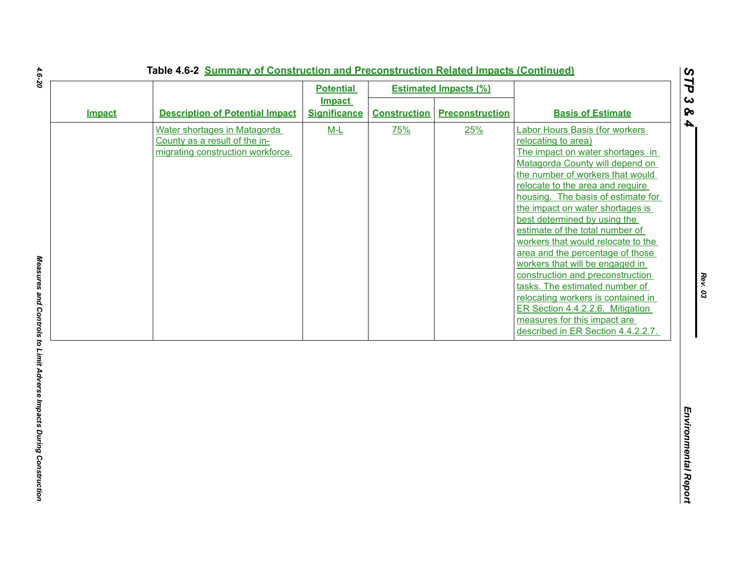Table 4.6-2 Summary of Construction and Preconstruction Related Impacts (Continued)

| Impact | Description of Potential Impact | Potential Impact Significance | Estimated Impacts (%) | | Basis of Estimate |
|---|---|---|---|---|---|
| | | | Construction | Preconstruction | |
| | Water shortages in Matagorda County as a result of the in-migrating construction workforce. | M-L | 75% | 25% | Labor Hours Basis (for workers relocating to area) The impact on water shortages in Matagorda County will depend on the number of workers that would relocate to the area and require housing. The basis of estimate for the impact on water shortages is best determined by using the estimate of the total number of workers that would relocate to the area and the percentage of those workers that will be engaged in construction and preconstruction tasks. The estimated number of relocating workers is contained in ER Section 4.4.2.2.6. Mitigation measures for this impact are described in ER Section 4.4.2.2.7. |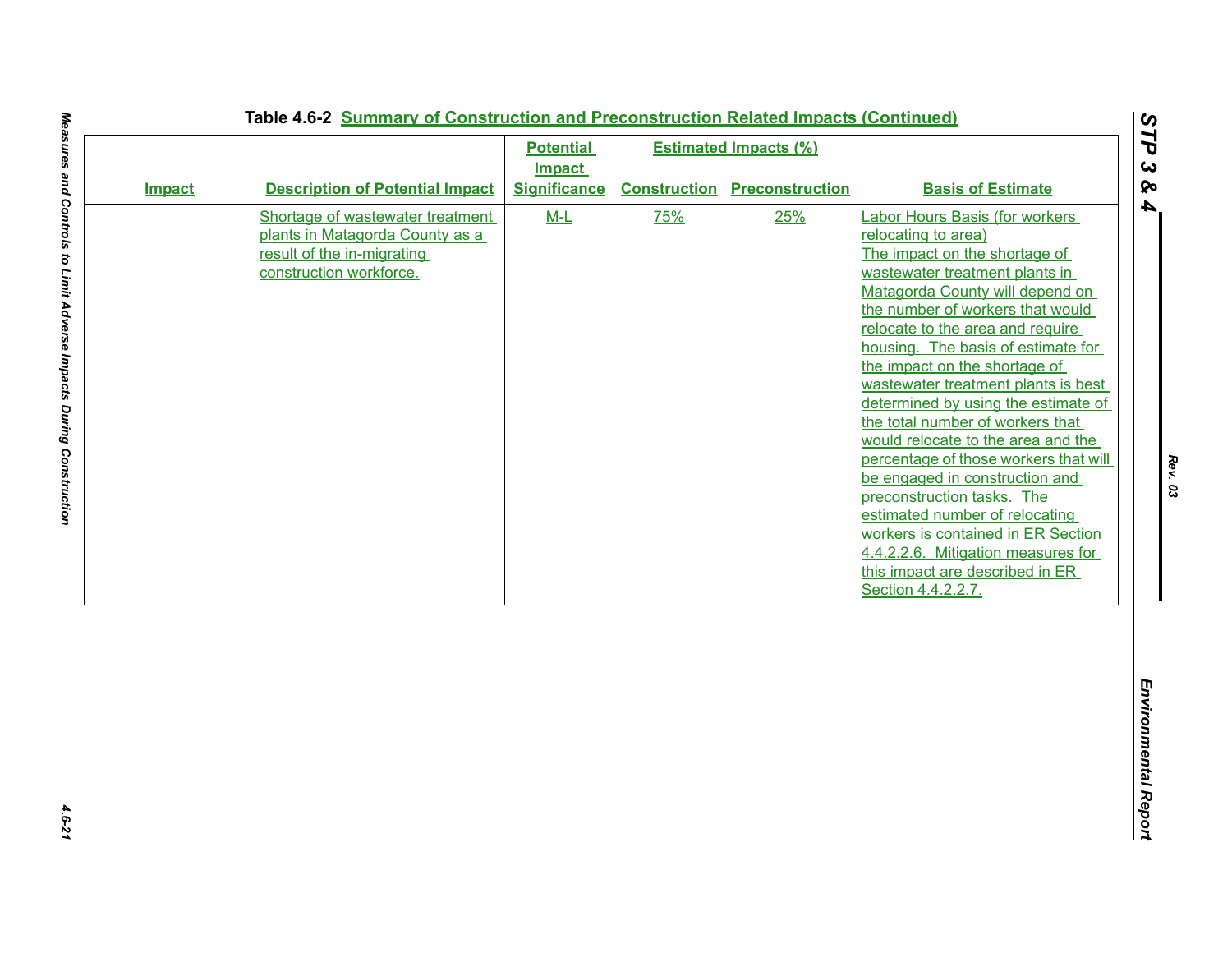**Table 4.6-2 Summary of Construction and Preconstruction Related Impacts (Continued)**

| Impact | Description of Potential Impact | Potential Impact Significance | Estimated Impacts (%) | |  Basis of Estimate |
|---|---|---|---|---|---|
| | | | Construction | Preconstruction | |
| | Shortage of wastewater treatment plants in Matagorda County as a result of the in-migrating construction workforce. | M-L | 75% | 25% | Labor Hours Basis (for workers relocating to area) The impact on the shortage of wastewater treatment plants in Matagorda County will depend on the number of workers that would relocate to the area and require housing. The basis of estimate for the impact on the shortage of wastewater treatment plants is best determined by using the estimate of the total number of workers that would relocate to the area and the percentage of those workers that will be engaged in construction and preconstruction tasks. The estimated number of relocating workers is contained in ER Section 4.4.2.2.6. Mitigation measures for this impact are described in ER Section 4.4.2.2.7. |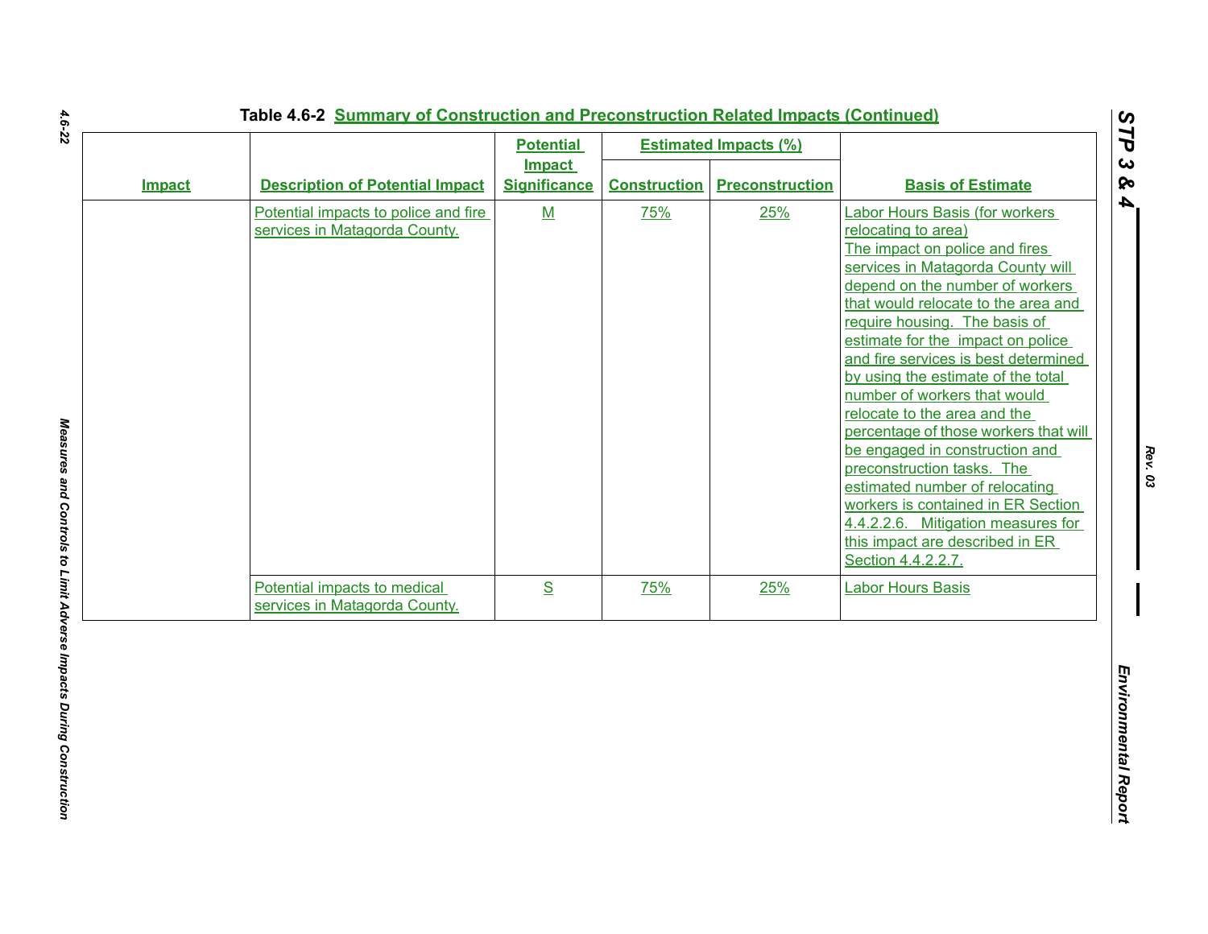**Table 4.6-2 Summary of Construction and Preconstruction Related Impacts (Continued)**

| Impact | Description of Potential Impact | Potential Impact Significance | Estimated Impacts (%) | | Basis of Estimate |
|---|---|---|---|---|---|
| | | | Construction | Preconstruction | |
| | Potential impacts to police and fire services in Matagorda County. | M | 75% | 25% | Labor Hours Basis (for workers relocating to area) The impact on police and fires services in Matagorda County will depend on the number of workers that would relocate to the area and require housing. The basis of estimate for the impact on police and fire services is best determined by using the estimate of the total number of workers that would relocate to the area and the percentage of those workers that will be engaged in construction and preconstruction tasks. The estimated number of relocating workers is contained in ER Section 4.4.2.2.6. Mitigation measures for this impact are described in ER Section 4.4.2.2.7. |
| | Potential impacts to medical services in Matagorda County. | S | 75% | 25% | Labor Hours Basis |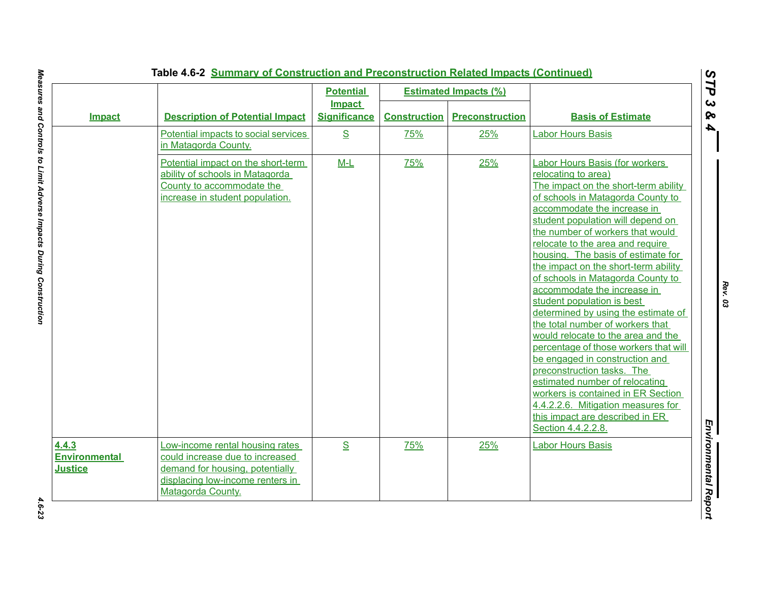**Table 4.6-2 Summary of Construction and Preconstruction Related Impacts (Continued)**

| Impact | Description of Potential Impact | Potential Impact Significance | Estimated Impacts (%) | | Basis of Estimate |
|---|---|---|---|---|---|
| | | | Construction | Preconstruction | |
| | Potential impacts to social services in Matagorda County. | S | 75% | 25% | Labor Hours Basis |
| | Potential impact on the short-term ability of schools in Matagorda County to accommodate the increase in student population. | M-L | 75% | 25% | Labor Hours Basis (for workers relocating to area) The impact on the short-term ability of schools in Matagorda County to accommodate the increase in student population will depend on the number of workers that would relocate to the area and require housing. The basis of estimate for the impact on the short-term ability of schools in Matagorda County to accommodate the increase in student population is best determined by using the estimate of the total number of workers that would relocate to the area and the percentage of those workers that will be engaged in construction and preconstruction tasks. The estimated number of relocating workers is contained in ER Section 4.4.2.2.6. Mitigation measures for this impact are described in ER Section 4.4.2.2.8. |
| **4.4.3 Environmental Justice** | Low-income rental housing rates could increase due to increased demand for housing, potentially displacing low-income renters in Matagorda County. | S | 75% | 25% | Labor Hours Basis |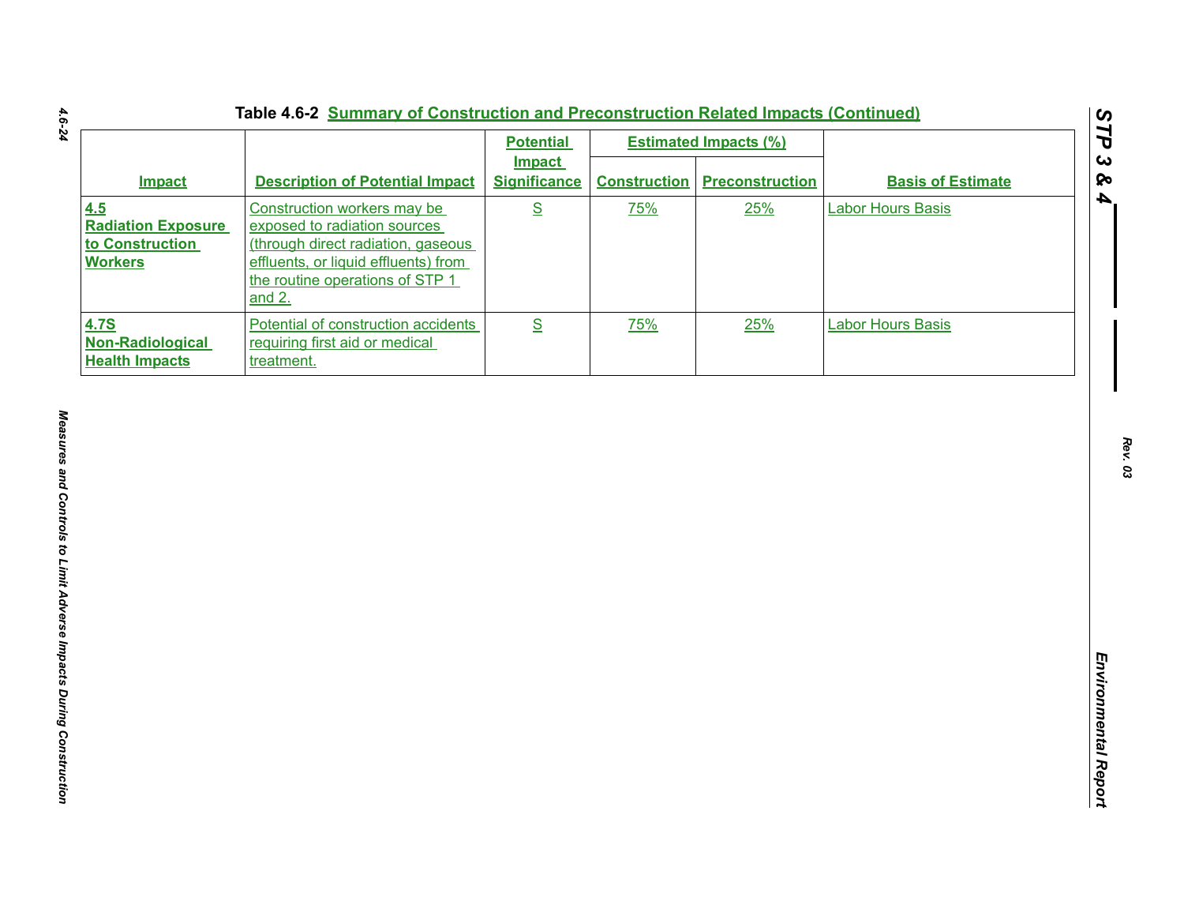**Table 4.6-2 Summary of Construction and Preconstruction Related Impacts (Continued)**

| Impact | Description of Potential Impact | Potential Impact Significance | Estimated Impacts (%) | | Basis of Estimate |
|---|---|---|---|---|---|
| | | | Construction | Preconstruction | |
| **4.5 Radiation Exposure to Construction Workers** | Construction workers may be exposed to radiation sources (through direct radiation, gaseous effluents, or liquid effluents) from the routine operations of STP 1 and 2. | S | 75% | 25% | Labor Hours Basis |
| **4.7S Non-Radiological Health Impacts** | Potential of construction accidents requiring first aid or medical treatment. | S | 75% | 25% | Labor Hours Basis |